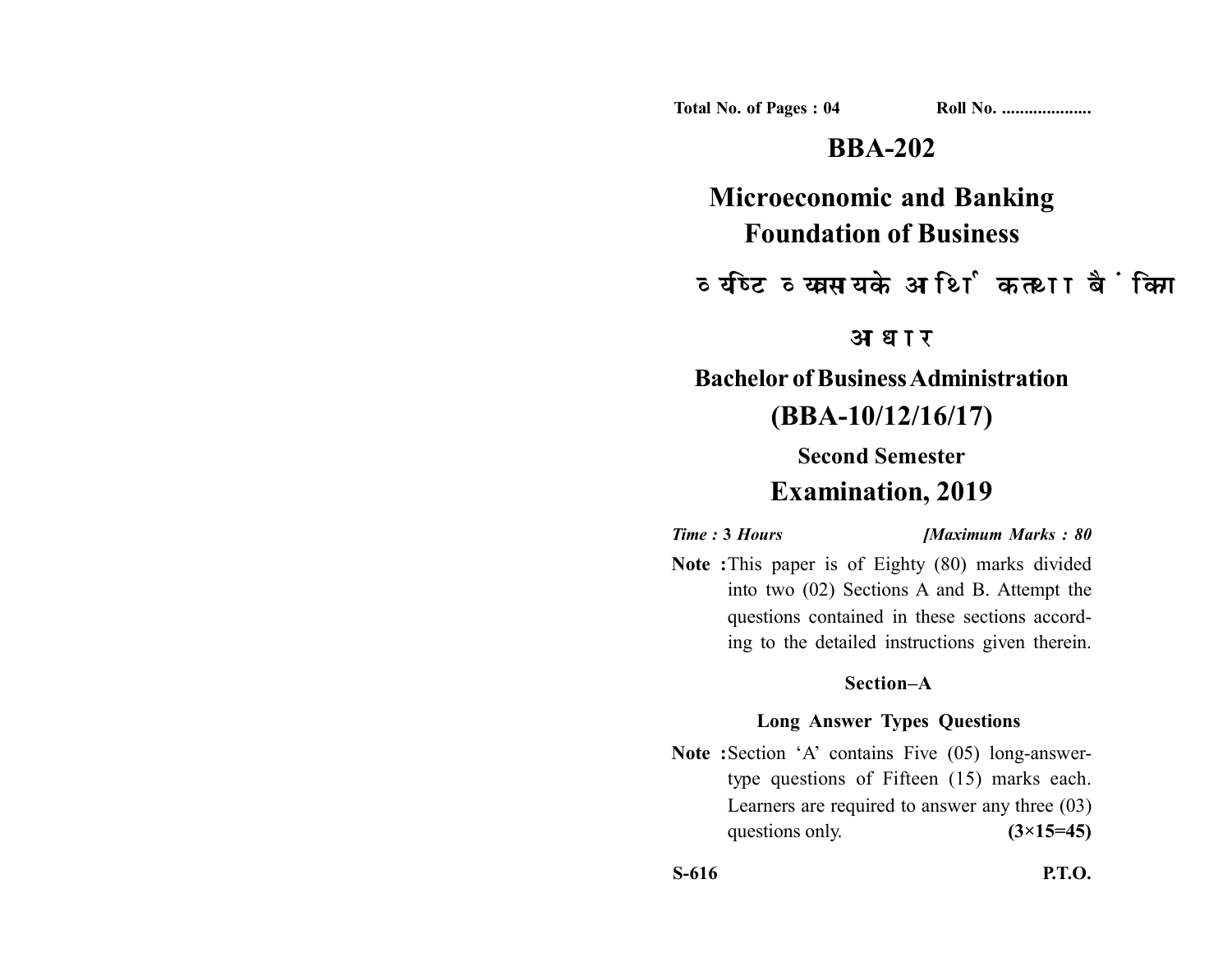Total No. of Pages : 04 Roll No. ...................

# BBA-202

# Microeconomic and Banking Foundation of Business

## व्यष्टि व्यवसाय के आर्थिक तथा बैंकिंग आधार

## Bachelor of Business Administration (BBA-10/12/16/17)

### Second Semester

### Examination, 2019

*Time :* 3 *Hours* [*Maximum Marks : 80*

**Note :** This paper is of Eighty (80) marks divided into two (02) Sections A and B. Attempt the questions contained in these sections according to the detailed instructions given therein.

### Section–A

### Long Answer Types Questions

**Note :** Section 'A' contains Five (05) long-answer-type questions of Fifteen (15) marks each. Learners are required to answer any three (03) questions only. **(3×15=45)**

S-616 P.T.O.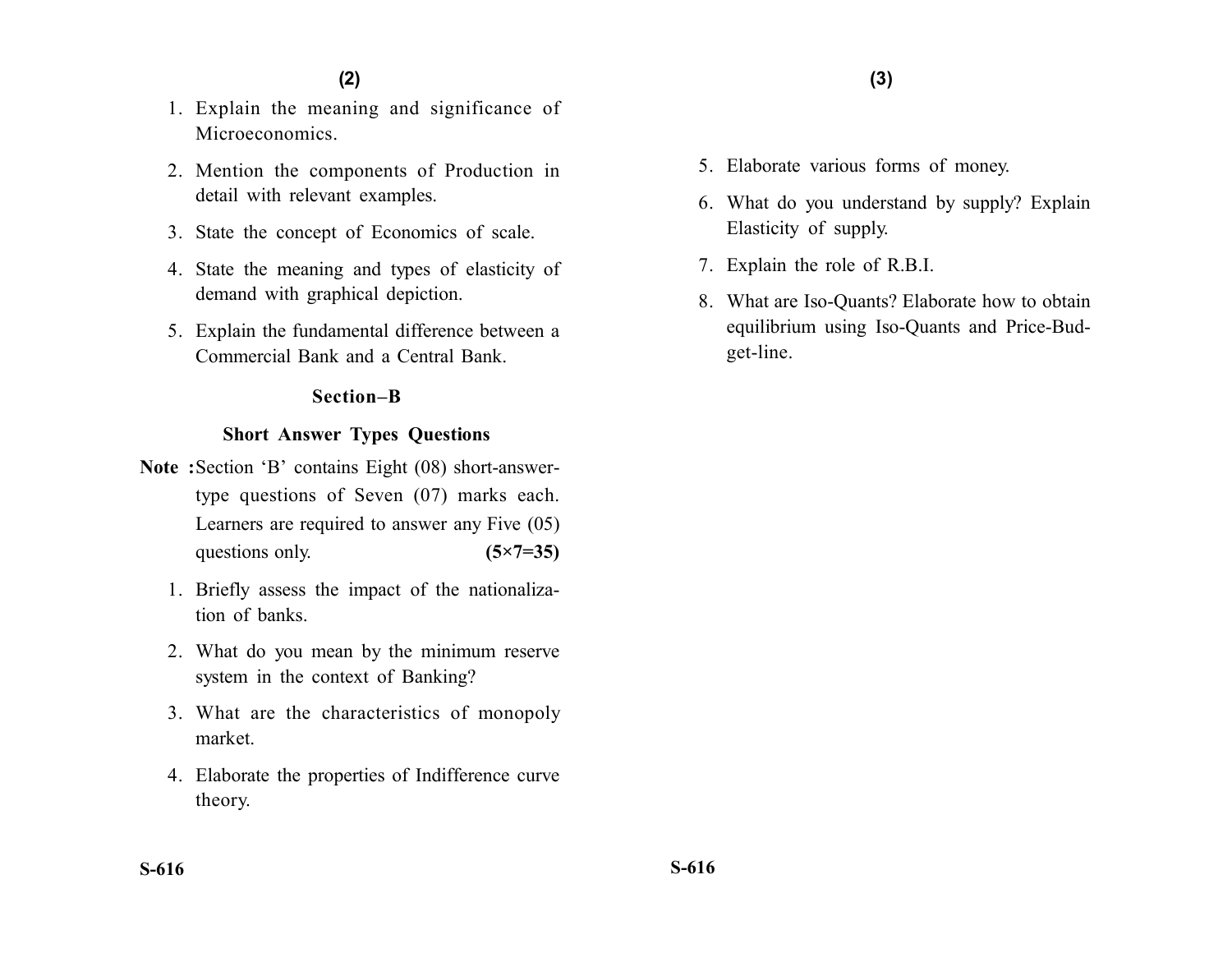1. Explain the meaning and significance of Microeconomics.
2. Mention the components of Production in detail with relevant examples.
3. State the concept of Economics of scale.
4. State the meaning and types of elasticity of demand with graphical depiction.
5. Explain the fundamental difference between a Commercial Bank and a Central Bank.

## Section–B

### Short Answer Types Questions

**Note :** Section 'B' contains Eight (08) short-answer-type questions of Seven (07) marks each. Learners are required to answer any Five (05) questions only. **(5×7=35)**

1. Briefly assess the impact of the nationalization of banks.
2. What do you mean by the minimum reserve system in the context of Banking?
3. What are the characteristics of monopoly market.
4. Elaborate the properties of Indifference curve theory.
5. Elaborate various forms of money.
6. What do you understand by supply? Explain Elasticity of supply.
7. Explain the role of R.B.I.
8. What are Iso-Quants? Elaborate how to obtain equilibrium using Iso-Quants and Price-Budget-line.